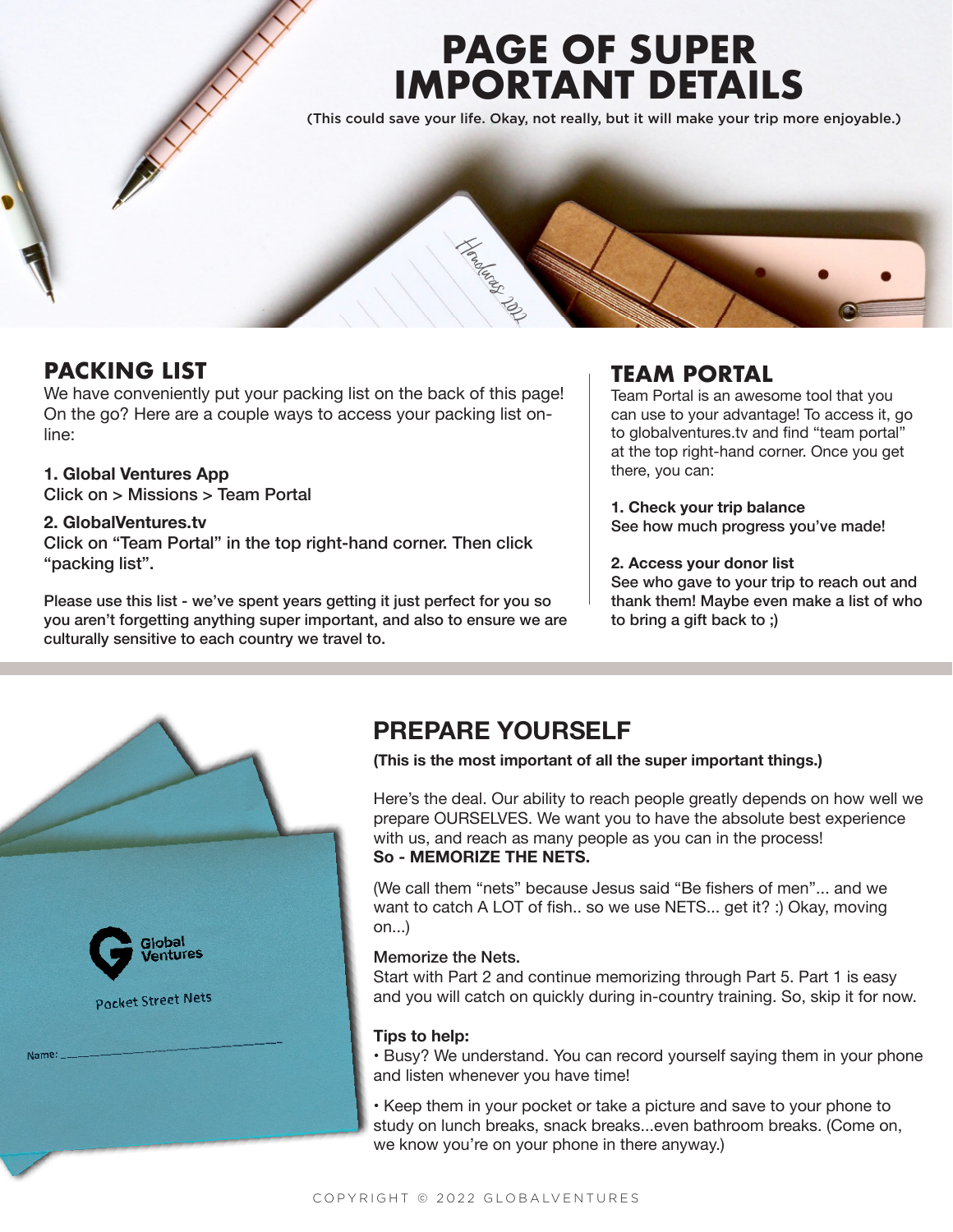# PAGE OF SUPER IMPORTANT DETAILS

(This could save your life. Okay, not really, but it will make your trip more enjoyable.)

## PACKING LIST

We have conveniently put your packing list on the back of this page! On the go? Here are a couple ways to access your packing list on-line:

**1. Global Ventures App**
Click on > Missions > Team Portal

**2. GlobalVentures.tv**
Click on "Team Portal" in the top right-hand corner. Then click "packing list".

**Please use this list - we've spent years getting it just perfect for you so you aren't forgetting anything super important, and also to ensure we are culturally sensitive to each country we travel to.**

## TEAM PORTAL

Team Portal is an awesome tool that you can use to your advantage! To access it, go to globalventures.tv and find "team portal" at the top right-hand corner. Once you get there, you can:

**1. Check your trip balance**
See how much progress you've made!

**2. Access your donor list**
See who gave to your trip to reach out and thank them! Maybe even make a list of who to bring a gift back to ;)

## PREPARE YOURSELF

**(This is the most important of all the super important things.)**

Here's the deal. Our ability to reach people greatly depends on how well we prepare OURSELVES. We want you to have the absolute best experience with us, and reach as many people as you can in the process!
**So - MEMORIZE THE NETS.**

(We call them "nets" because Jesus said "Be fishers of men"... and we want to catch A LOT of fish.. so we use NETS... get it? :) Okay, moving on...)

**Memorize the Nets.**
Start with Part 2 and continue memorizing through Part 5. Part 1 is easy and you will catch on quickly during in-country training. So, skip it for now.

**Tips to help:**

• Busy? We understand. You can record yourself saying them in your phone and listen whenever you have time!

• Keep them in your pocket or take a picture and save to your phone to study on lunch breaks, snack breaks...even bathroom breaks. (Come on, we know you're on your phone in there anyway.)

COPYRIGHT © 2022 GLOBALVENTURES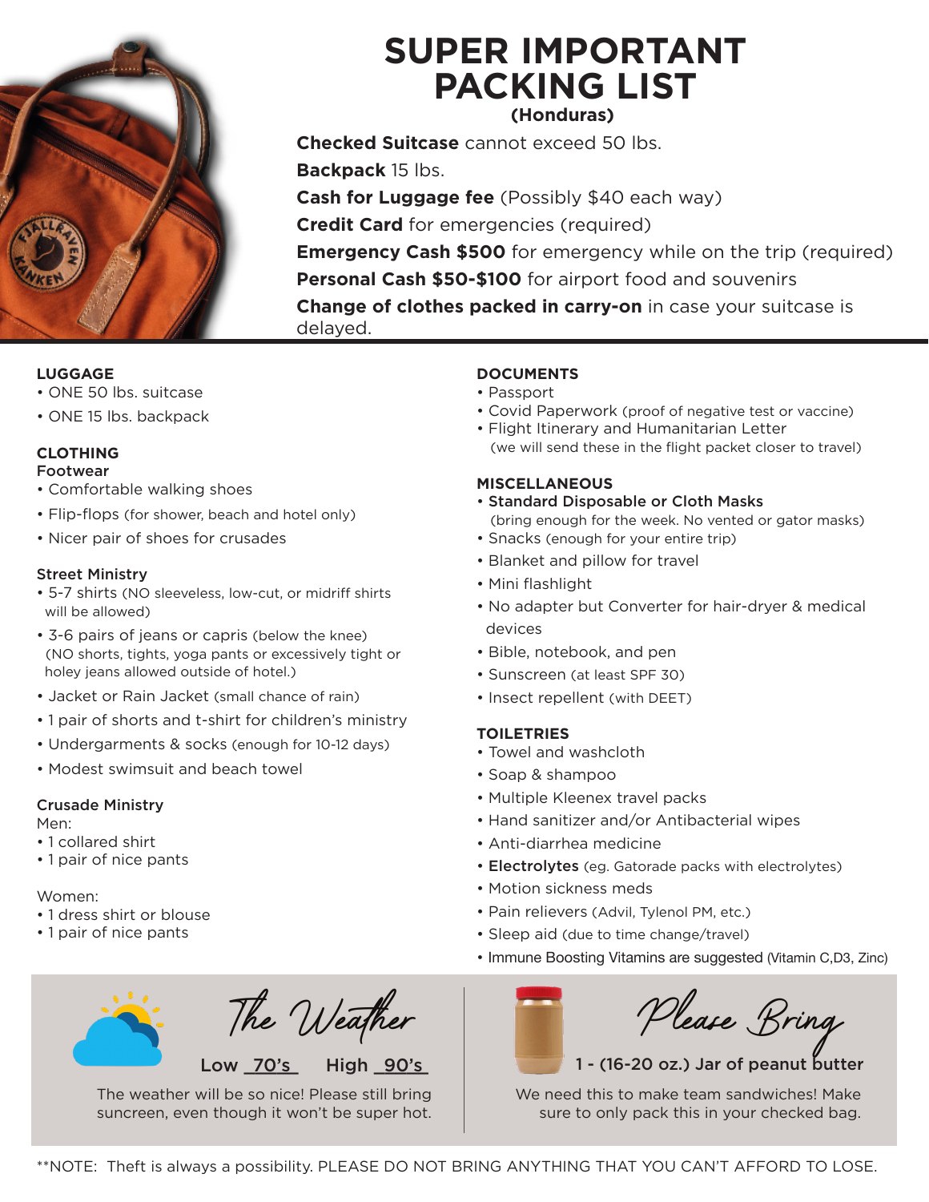# SUPER IMPORTANT PACKING LIST

**(Honduras)**

**Checked Suitcase** cannot exceed 50 lbs.

**Backpack** 15 lbs.

**Cash for Luggage fee** (Possibly $40 each way)

**Credit Card** for emergencies (required)

**Emergency Cash $500** for emergency while on the trip (required)

**Personal Cash $50-$100** for airport food and souvenirs

**Change of clothes packed in carry-on** in case your suitcase is delayed.

---

## LUGGAGE

- ONE 50 lbs. suitcase
- ONE 15 lbs. backpack

## CLOTHING

### Footwear

- Comfortable walking shoes
- Flip-flops (for shower, beach and hotel only)
- Nicer pair of shoes for crusades

### Street Ministry

- 5-7 shirts (NO sleeveless, low-cut, or midriff shirts will be allowed)
- 3-6 pairs of jeans or capris (below the knee) (NO shorts, tights, yoga pants or excessively tight or holey jeans allowed outside of hotel.)
- Jacket or Rain Jacket (small chance of rain)
- 1 pair of shorts and t-shirt for children's ministry
- Undergarments & socks (enough for 10-12 days)
- Modest swimsuit and beach towel

### Crusade Ministry

Men:

- 1 collared shirt
- 1 pair of nice pants

Women:

- 1 dress shirt or blouse
- 1 pair of nice pants

## DOCUMENTS

- Passport
- Covid Paperwork (proof of negative test or vaccine)
- Flight Itinerary and Humanitarian Letter (we will send these in the flight packet closer to travel)

## MISCELLANEOUS

- **Standard Disposable or Cloth Masks** (bring enough for the week. No vented or gator masks)
- Snacks (enough for your entire trip)
- Blanket and pillow for travel
- Mini flashlight
- No adapter but Converter for hair-dryer & medical devices
- Bible, notebook, and pen
- Sunscreen (at least SPF 30)
- Insect repellent (with DEET)

## TOILETRIES

- Towel and washcloth
- Soap & shampoo
- Multiple Kleenex travel packs
- Hand sanitizer and/or Antibacterial wipes
- Anti-diarrhea medicine
- **Electrolytes** (eg. Gatorade packs with electrolytes)
- Motion sickness meds
- Pain relievers (Advil, Tylenol PM, etc.)
- Sleep aid (due to time change/travel)
- Immune Boosting Vitamins are suggested (Vitamin C,D3, Zinc)

## *The Weather*

Low 70's High 90's

The weather will be so nice! Please still bring suncreen, even though it won't be super hot.

## *Please Bring*

**1 - (16-20 oz.) Jar of peanut butter**

We need this to make team sandwiches! Make sure to only pack this in your checked bag.

**NOTE: Theft is always a possibility. PLEASE DO NOT BRING ANYTHING THAT YOU CAN'T AFFORD TO LOSE.